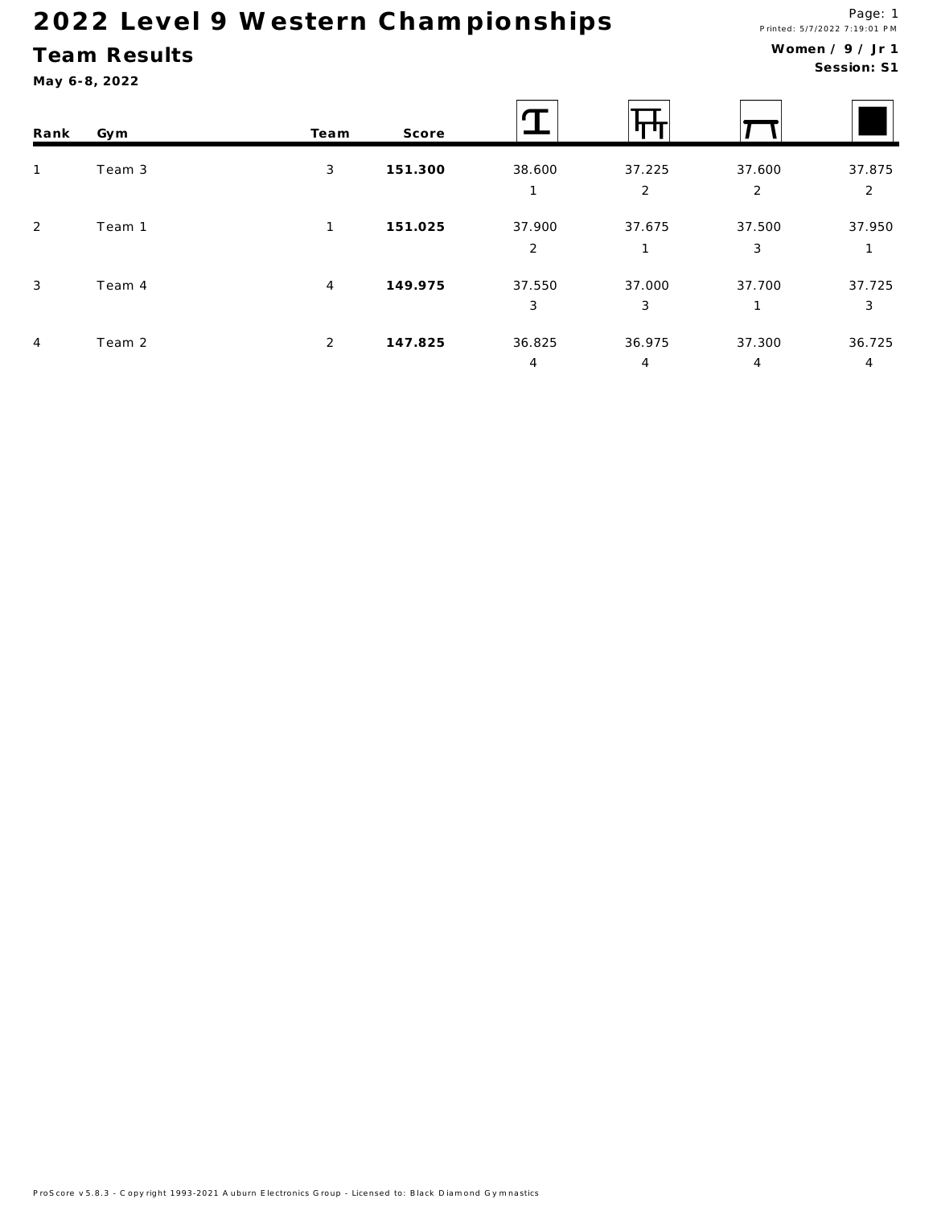# 2022 Level 9 Western Championships

## Team Results

**May 6-8, 2022**

Printed: 5/7/2022 7:19:01 PM

**Women / 9 / Jr 1**
**Session: S1**

| Rank | Gym | Team | Score | Vault | Bars | Beam | Floor |
|---|---|---|---|---|---|---|---|
| 1 | Team 3 | 3 | **151.300** | 38.600 | 37.225 | 37.600 | 37.875 |
| | | | | 1 | 2 | 2 | 2 |
| 2 | Team 1 | 1 | **151.025** | 37.900 | 37.675 | 37.500 | 37.950 |
| | | | | 2 | 1 | 3 | 1 |
| 3 | Team 4 | 4 | **149.975** | 37.550 | 37.000 | 37.700 | 37.725 |
| | | | | 3 | 3 | 1 | 3 |
| 4 | Team 2 | 2 | **147.825** | 36.825 | 36.975 | 37.300 | 36.725 |
| | | | | 4 | 4 | 4 | 4 |

ProScore v5.8.3 - Copyright 1993-2021 Auburn Electronics Group - Licensed to: Black Diamond Gymnastics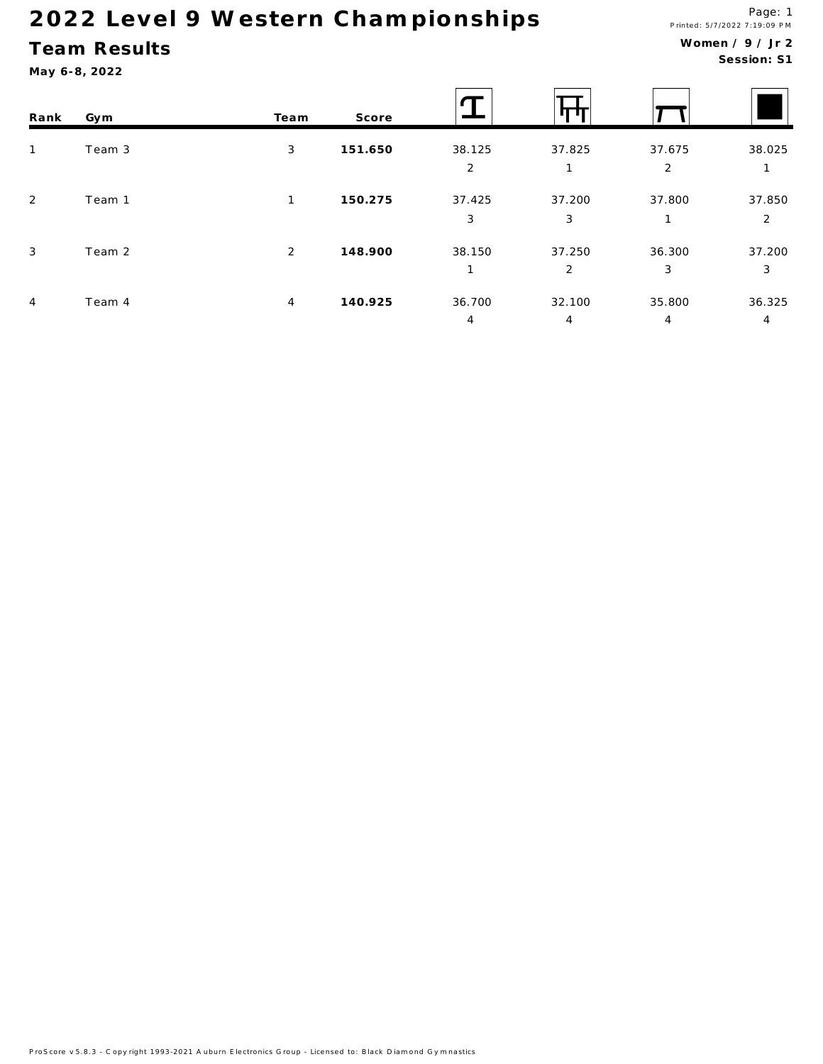# 2022 Level 9 Western Championships

## Team Results

**May 6-8, 2022**

Printed: 5/7/2022 7:19:09 PM

**Women / 9 / Jr 2**
**Session: S1**

| Rank | Gym | Team | Score | Vault | Bars | Beam | Floor |
|---|---|---|---|---|---|---|---|
| 1 | Team 3 | 3 | **151.650** | 38.125<br>2 | 37.825<br>1 | 37.675<br>2 | 38.025<br>1 |
| 2 | Team 1 | 1 | **150.275** | 37.425<br>3 | 37.200<br>3 | 37.800<br>1 | 37.850<br>2 |
| 3 | Team 2 | 2 | **148.900** | 38.150<br>1 | 37.250<br>2 | 36.300<br>3 | 37.200<br>3 |
| 4 | Team 4 | 4 | **140.925** | 36.700<br>4 | 32.100<br>4 | 35.800<br>4 | 36.325<br>4 |

ProScore v5.8.3 - Copyright 1993-2021 Auburn Electronics Group - Licensed to: Black Diamond Gymnastics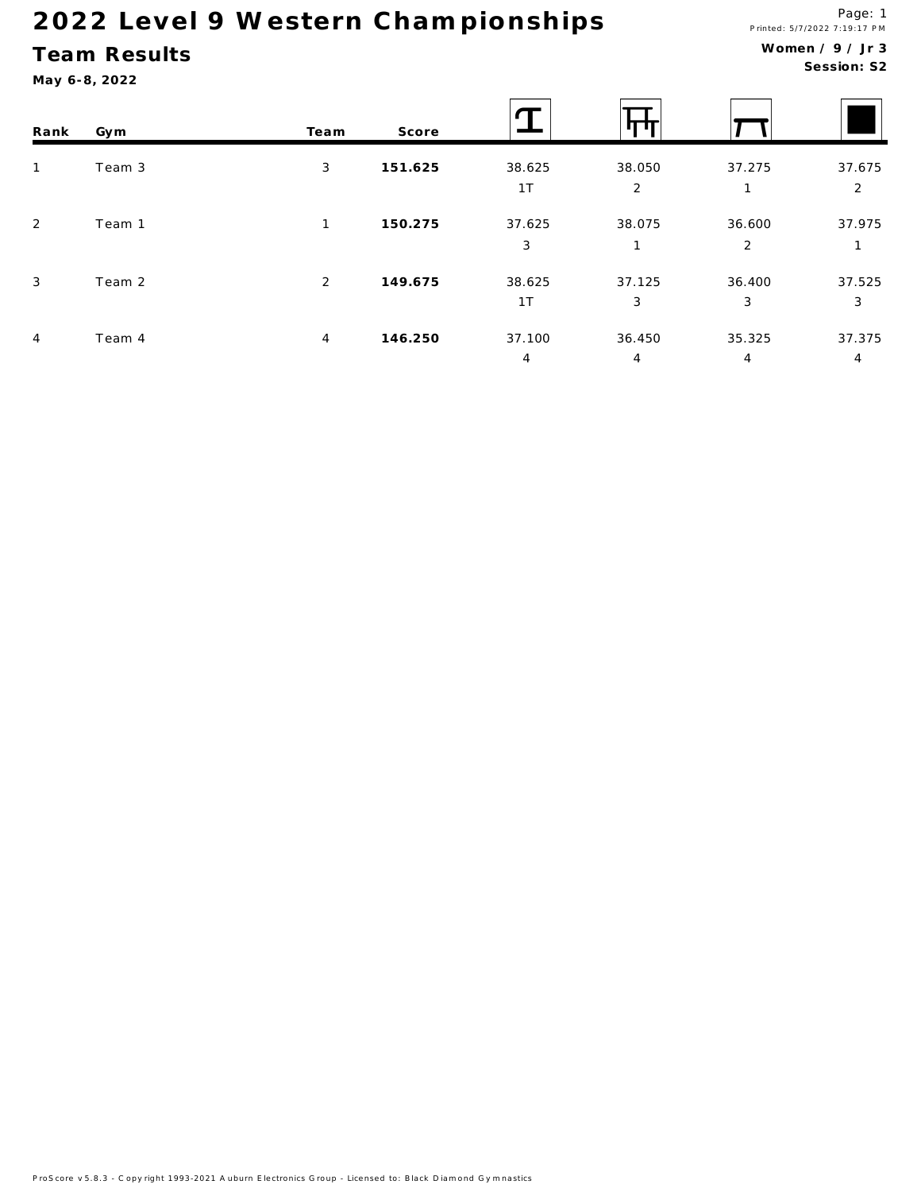# 2022 Level 9 Western Championships

## Team Results

**May 6-8, 2022**

Printed: 5/7/2022 7:19:17 PM

**Women / 9 / Jr 3**
**Session: S2**

| Rank | Gym | Team | Score | Vault | Bars | Beam | Floor |
|---|---|---|---|---|---|---|---|
| 1 | Team 3 | 3 | **151.625** | 38.625<br>1T | 38.050<br>2 | 37.275<br>1 | 37.675<br>2 |
| 2 | Team 1 | 1 | **150.275** | 37.625<br>3 | 38.075<br>1 | 36.600<br>2 | 37.975<br>1 |
| 3 | Team 2 | 2 | **149.675** | 38.625<br>1T | 37.125<br>3 | 36.400<br>3 | 37.525<br>3 |
| 4 | Team 4 | 4 | **146.250** | 37.100<br>4 | 36.450<br>4 | 35.325<br>4 | 37.375<br>4 |

ProScore v5.8.3 - Copyright 1993-2021 Auburn Electronics Group - Licensed to: Black Diamond Gymnastics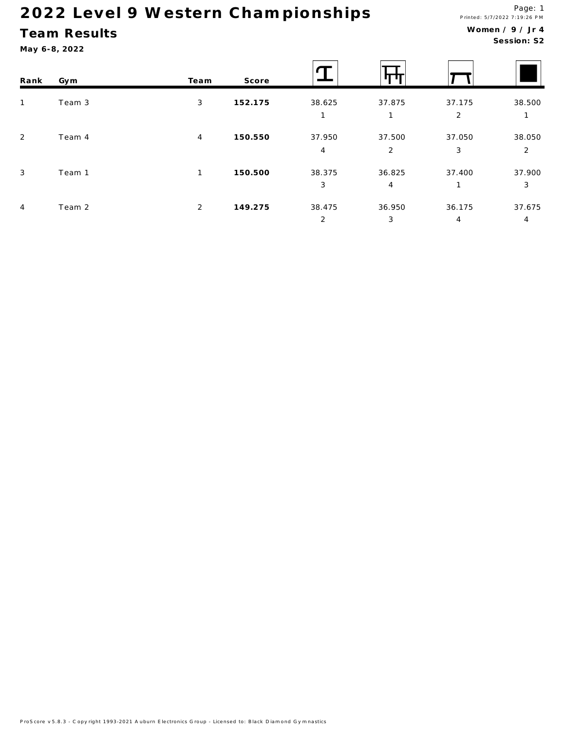# 2022 Level 9 Western Championships

## Team Results

**May 6-8, 2022**

Printed: 5/7/2022 7:19:26 PM

**Women / 9 / Jr 4**
**Session: S2**

| Rank | Gym | Team | Score | Vault | Bars | Beam | Floor |
|---|---|---|---|---|---|---|---|
| 1 | Team 3 | 3 | **152.175** | 38.625<br>1 | 37.875<br>1 | 37.175<br>2 | 38.500<br>1 |
| 2 | Team 4 | 4 | **150.550** | 37.950<br>4 | 37.500<br>2 | 37.050<br>3 | 38.050<br>2 |
| 3 | Team 1 | 1 | **150.500** | 38.375<br>3 | 36.825<br>4 | 37.400<br>1 | 37.900<br>3 |
| 4 | Team 2 | 2 | **149.275** | 38.475<br>2 | 36.950<br>3 | 36.175<br>4 | 37.675<br>4 |

ProScore v5.8.3 - Copyright 1993-2021 Auburn Electronics Group - Licensed to: Black Diamond Gymnastics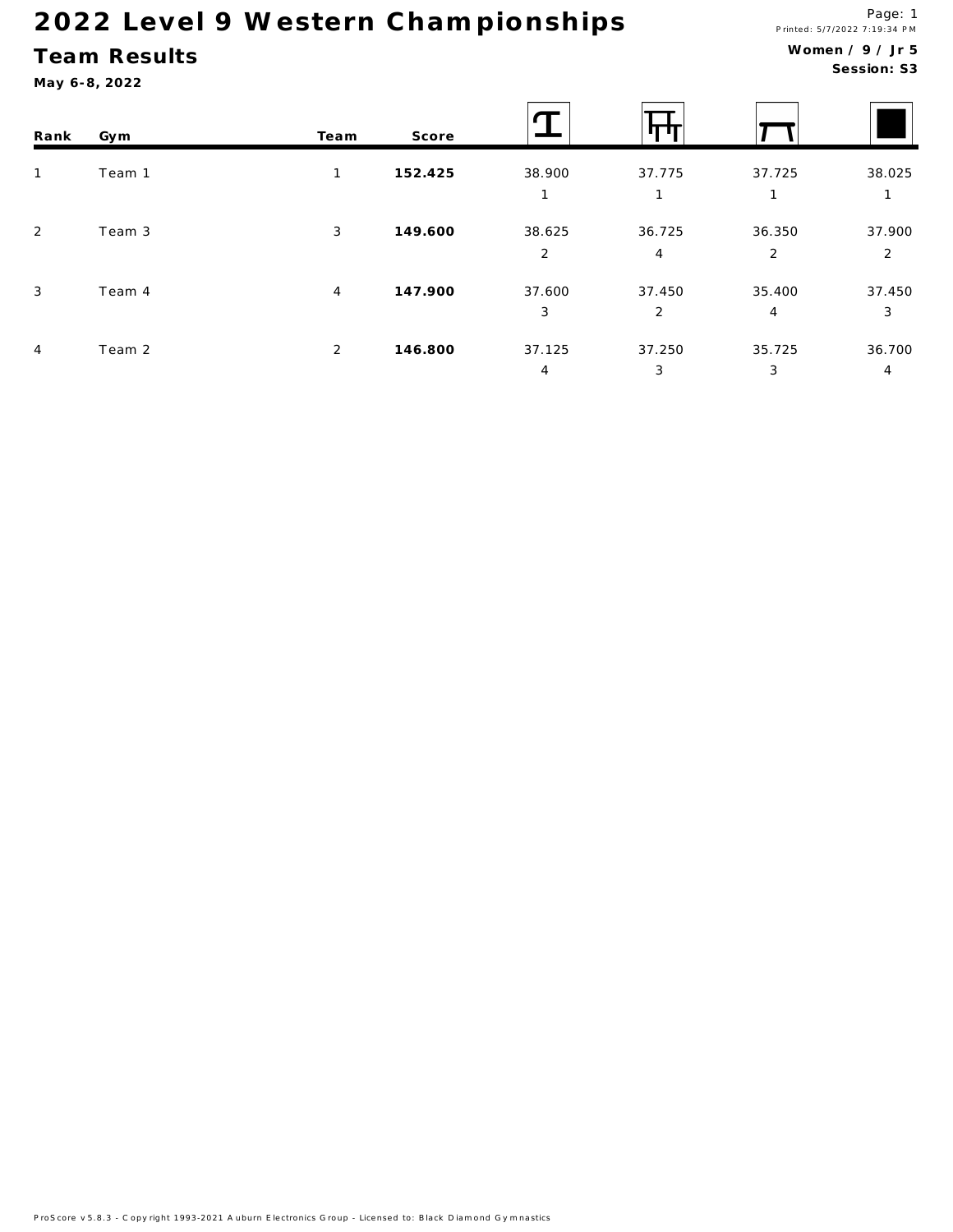# 2022 Level 9 Western Championships

## Team Results

**May 6-8, 2022**

Printed: 5/7/2022 7:19:34 PM

**Women / 9 / Jr 5**
**Session: S3**

| Rank | Gym | Team | Score | Vault | Bars | Beam | Floor |
|---|---|---|---|---|---|---|---|
| 1 | Team 1 | 1 | **152.425** | 38.900 (1) | 37.775 (1) | 37.725 (1) | 38.025 (1) |
| 2 | Team 3 | 3 | **149.600** | 38.625 (2) | 36.725 (4) | 36.350 (2) | 37.900 (2) |
| 3 | Team 4 | 4 | **147.900** | 37.600 (3) | 37.450 (2) | 35.400 (4) | 37.450 (3) |
| 4 | Team 2 | 2 | **146.800** | 37.125 (4) | 37.250 (3) | 35.725 (3) | 36.700 (4) |

ProScore v5.8.3 - Copyright 1993-2021 Auburn Electronics Group - Licensed to: Black Diamond Gymnastics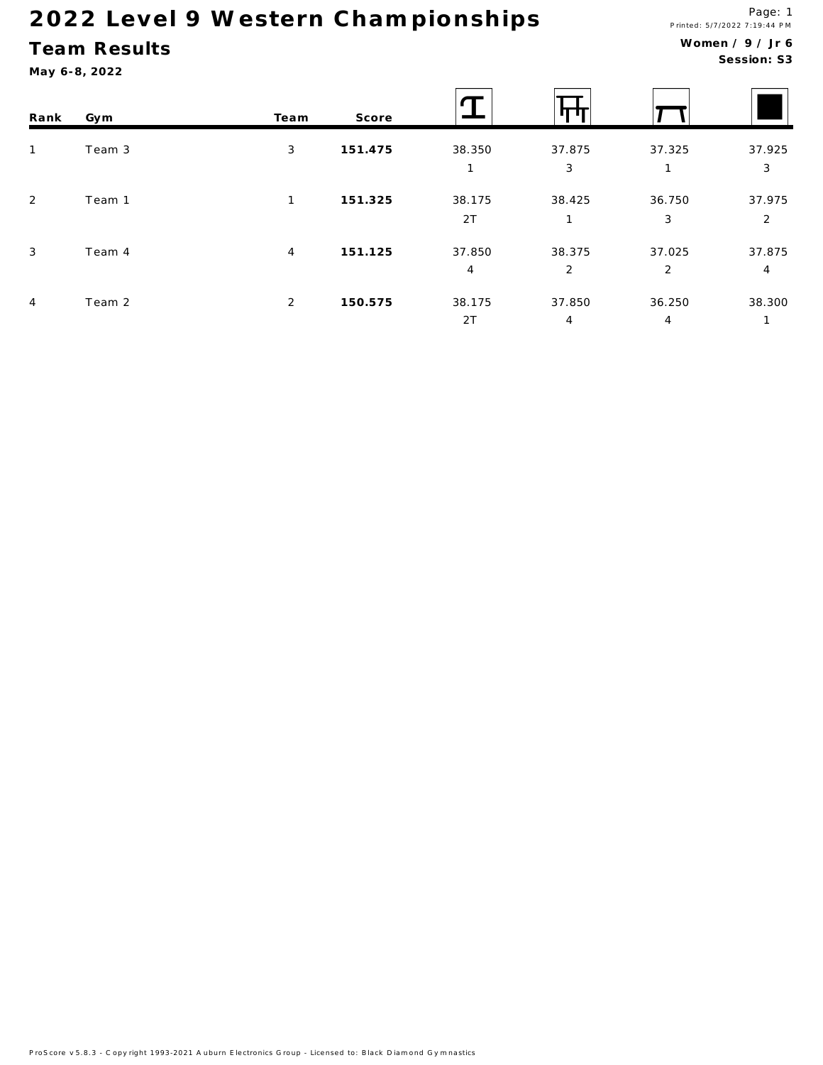# 2022 Level 9 Western Championships

## Team Results

**May 6-8, 2022**

Printed: 5/7/2022 7:19:44 PM

**Women / 9 / Jr 6**
**Session: S3**

| Rank | Gym | Team | Score | Vault | Bars | Beam | Floor |
|---|---|---|---|---|---|---|---|
| 1 | Team 3 | 3 | **151.475** | 38.350<br>1 | 37.875<br>3 | 37.325<br>1 | 37.925<br>3 |
| 2 | Team 1 | 1 | **151.325** | 38.175<br>2T | 38.425<br>1 | 36.750<br>3 | 37.975<br>2 |
| 3 | Team 4 | 4 | **151.125** | 37.850<br>4 | 38.375<br>2 | 37.025<br>2 | 37.875<br>4 |
| 4 | Team 2 | 2 | **150.575** | 38.175<br>2T | 37.850<br>4 | 36.250<br>4 | 38.300<br>1 |

ProScore v5.8.3 - Copyright 1993-2021 Auburn Electronics Group - Licensed to: Black Diamond Gymnastics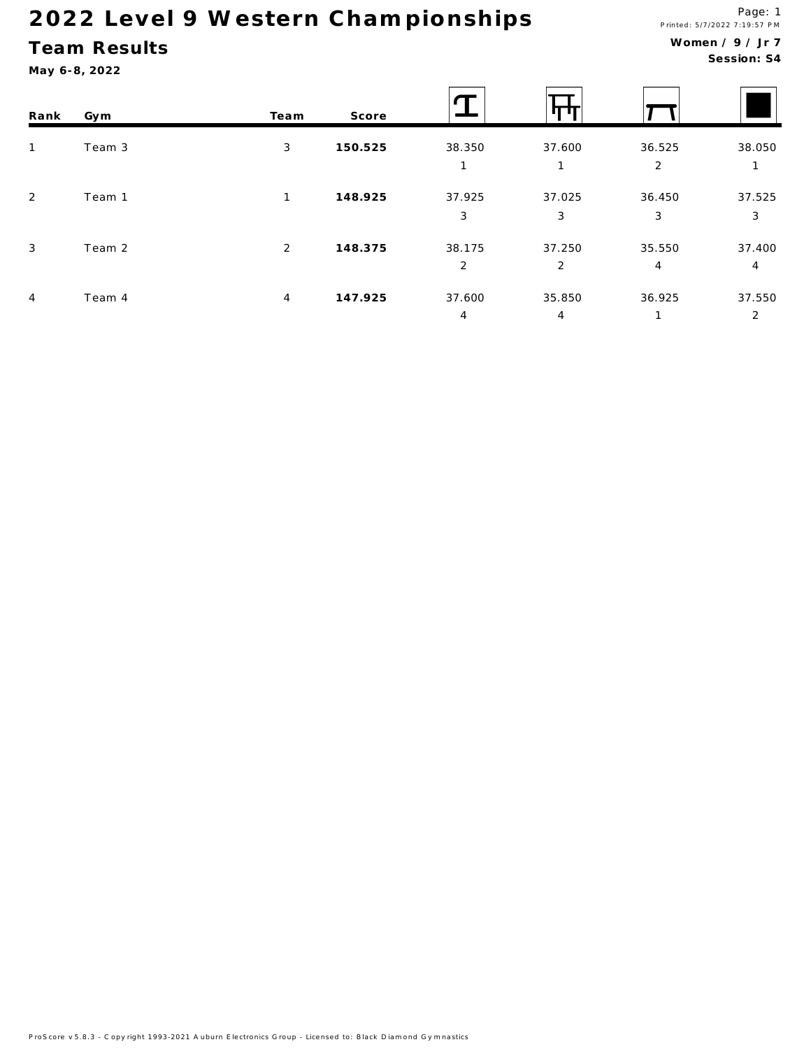# 2022 Level 9 Western Championships

## Team Results

**May 6-8, 2022**

Printed: 5/7/2022 7:19:57 PM

**Women / 9 / Jr 7**
**Session: S4**

| Rank | Gym | Team | Score | Vault | Bars | Beam | Floor |
|---|---|---|---|---|---|---|---|
| 1 | Team 3 | 3 | **150.525** | 38.350 | 37.600 | 36.525 | 38.050 |
| | | | | 1 | 1 | 2 | 1 |
| 2 | Team 1 | 1 | **148.925** | 37.925 | 37.025 | 36.450 | 37.525 |
| | | | | 3 | 3 | 3 | 3 |
| 3 | Team 2 | 2 | **148.375** | 38.175 | 37.250 | 35.550 | 37.400 |
| | | | | 2 | 2 | 4 | 4 |
| 4 | Team 4 | 4 | **147.925** | 37.600 | 35.850 | 36.925 | 37.550 |
| | | | | 4 | 4 | 1 | 2 |

ProScore v5.8.3 - Copyright 1993-2021 Auburn Electronics Group - Licensed to: Black Diamond Gymnastics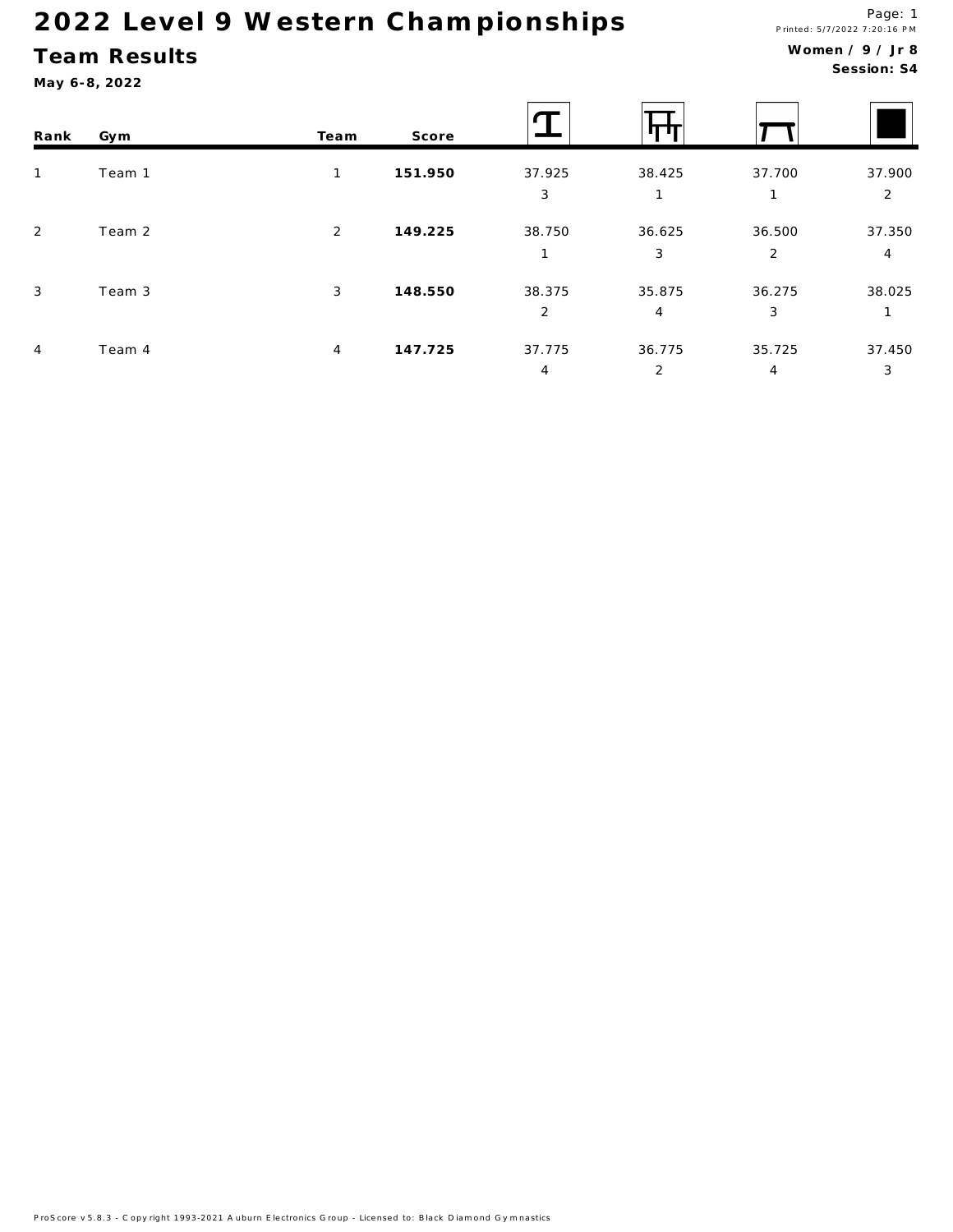# 2022 Level 9 Western Championships

## Team Results

**May 6-8, 2022**

Page: 1
Printed: 5/7/2022 7:20:16 PM

**Women / 9 / Jr 8**
**Session: S4**

| Rank | Gym | Team | Score | Vault | Bars | Beam | Floor |
|---|---|---|---|---|---|---|---|
| 1 | Team 1 | 1 | **151.950** | 37.925 | 38.425 | 37.700 | 37.900 |
| | | | | 3 | 1 | 1 | 2 |
| 2 | Team 2 | 2 | **149.225** | 38.750 | 36.625 | 36.500 | 37.350 |
| | | | | 1 | 3 | 2 | 4 |
| 3 | Team 3 | 3 | **148.550** | 38.375 | 35.875 | 36.275 | 38.025 |
| | | | | 2 | 4 | 3 | 1 |
| 4 | Team 4 | 4 | **147.725** | 37.775 | 36.775 | 35.725 | 37.450 |
| | | | | 4 | 2 | 4 | 3 |

ProScore v5.8.3 - Copyright 1993-2021 Auburn Electronics Group - Licensed to: Black Diamond Gymnastics